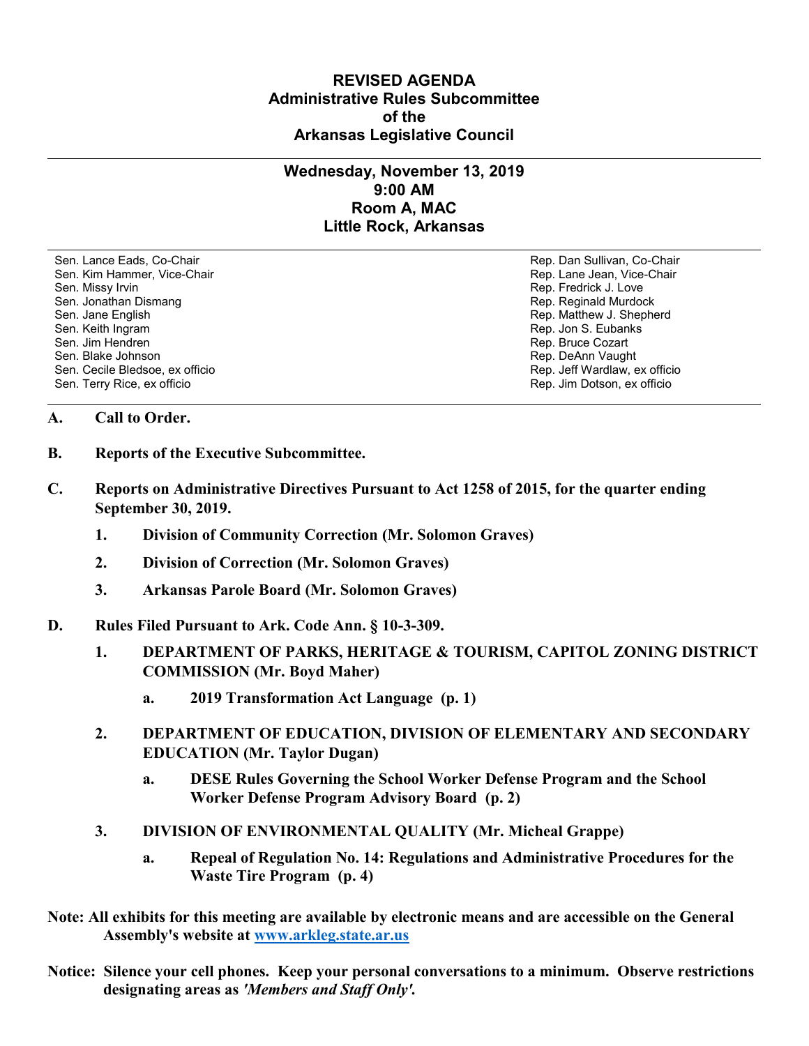# REVISED AGENDA
## Administrative Rules Subcommittee
## of the
## Arkansas Legislative Council

---

### Wednesday, November 13, 2019
### 9:00 AM
### Room A, MAC
### Little Rock, Arkansas

| | |
|---|---|
| Sen. Lance Eads, Co-Chair | Rep. Dan Sullivan, Co-Chair |
| Sen. Kim Hammer, Vice-Chair | Rep. Lane Jean, Vice-Chair |
| Sen. Missy Irvin | Rep. Fredrick J. Love |
| Sen. Jonathan Dismang | Rep. Reginald Murdock |
| Sen. Jane English | Rep. Matthew J. Shepherd |
| Sen. Keith Ingram | Rep. Jon S. Eubanks |
| Sen. Jim Hendren | Rep. Bruce Cozart |
| Sen. Blake Johnson | Rep. DeAnn Vaught |
| Sen. Cecile Bledsoe, ex officio | Rep. Jeff Wardlaw, ex officio |
| Sen. Terry Rice, ex officio | Rep. Jim Dotson, ex officio |

---

**A. Call to Order.**

**B. Reports of the Executive Subcommittee.**

**C. Reports on Administrative Directives Pursuant to Act 1258 of 2015, for the quarter ending September 30, 2019.**

1. **Division of Community Correction (Mr. Solomon Graves)**
2. **Division of Correction (Mr. Solomon Graves)**
3. **Arkansas Parole Board (Mr. Solomon Graves)**

**D. Rules Filed Pursuant to Ark. Code Ann. § 10-3-309.**

1. **DEPARTMENT OF PARKS, HERITAGE & TOURISM, CAPITOL ZONING DISTRICT COMMISSION (Mr. Boyd Maher)**
   - a. **2019 Transformation Act Language (p. 1)**

2. **DEPARTMENT OF EDUCATION, DIVISION OF ELEMENTARY AND SECONDARY EDUCATION (Mr. Taylor Dugan)**
   - a. **DESE Rules Governing the School Worker Defense Program and the School Worker Defense Program Advisory Board (p. 2)**

3. **DIVISION OF ENVIRONMENTAL QUALITY (Mr. Micheal Grappe)**
   - a. **Repeal of Regulation No. 14: Regulations and Administrative Procedures for the Waste Tire Program (p. 4)**

**Note: All exhibits for this meeting are available by electronic means and are accessible on the General Assembly's website at [www.arkleg.state.ar.us](http://www.arkleg.state.ar.us)**

**Notice: Silence your cell phones. Keep your personal conversations to a minimum. Observe restrictions designating areas as *'Members and Staff Only'*.**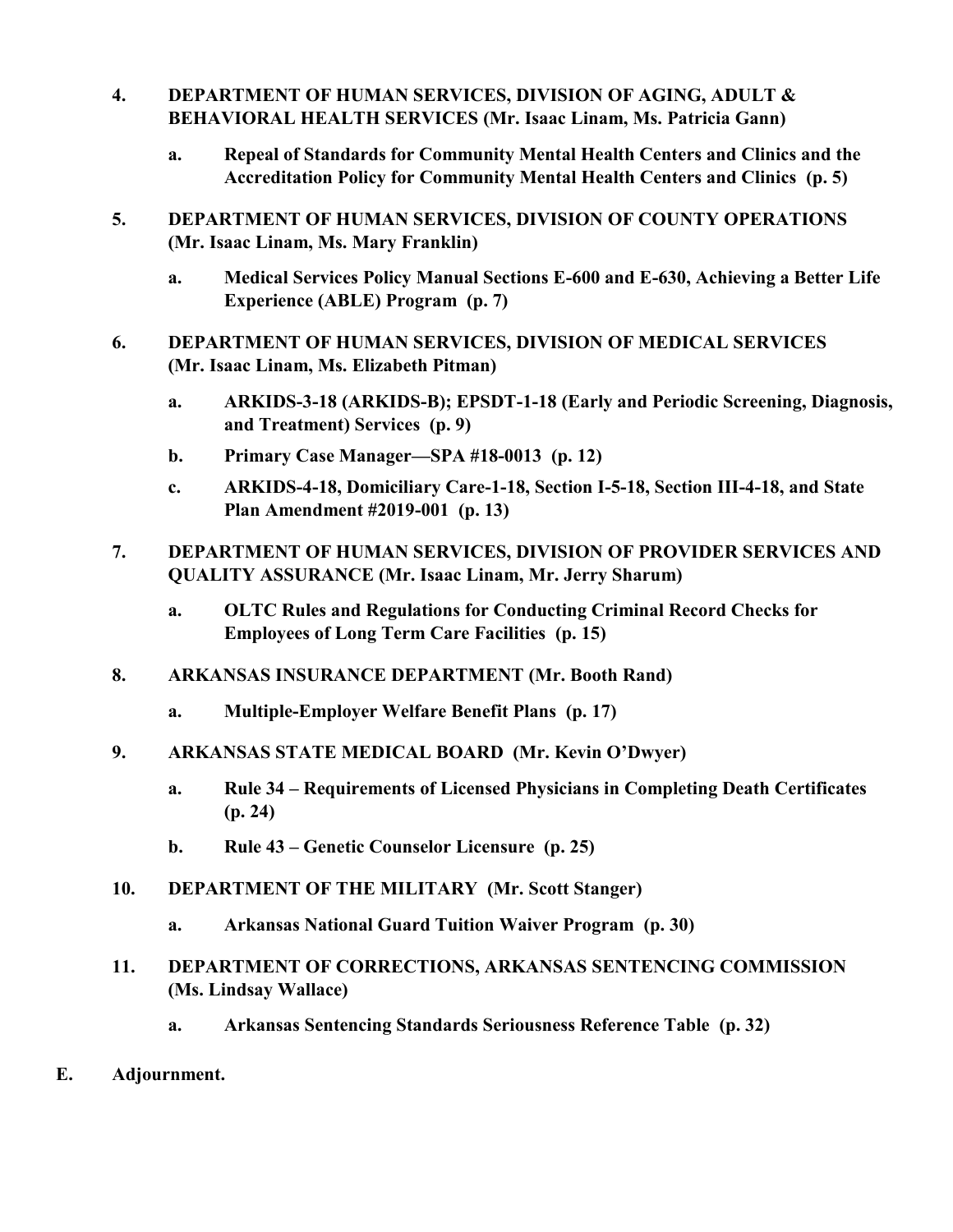**4. DEPARTMENT OF HUMAN SERVICES, DIVISION OF AGING, ADULT & BEHAVIORAL HEALTH SERVICES (Mr. Isaac Linam, Ms. Patricia Gann)**

   **a. Repeal of Standards for Community Mental Health Centers and Clinics and the Accreditation Policy for Community Mental Health Centers and Clinics (p. 5)**

**5. DEPARTMENT OF HUMAN SERVICES, DIVISION OF COUNTY OPERATIONS (Mr. Isaac Linam, Ms. Mary Franklin)**

   **a. Medical Services Policy Manual Sections E-600 and E-630, Achieving a Better Life Experience (ABLE) Program (p. 7)**

**6. DEPARTMENT OF HUMAN SERVICES, DIVISION OF MEDICAL SERVICES (Mr. Isaac Linam, Ms. Elizabeth Pitman)**

   **a. ARKIDS-3-18 (ARKIDS-B); EPSDT-1-18 (Early and Periodic Screening, Diagnosis, and Treatment) Services (p. 9)**

   **b. Primary Case Manager—SPA #18-0013 (p. 12)**

   **c. ARKIDS-4-18, Domiciliary Care-1-18, Section I-5-18, Section III-4-18, and State Plan Amendment #2019-001 (p. 13)**

**7. DEPARTMENT OF HUMAN SERVICES, DIVISION OF PROVIDER SERVICES AND QUALITY ASSURANCE (Mr. Isaac Linam, Mr. Jerry Sharum)**

   **a. OLTC Rules and Regulations for Conducting Criminal Record Checks for Employees of Long Term Care Facilities (p. 15)**

**8. ARKANSAS INSURANCE DEPARTMENT (Mr. Booth Rand)**

   **a. Multiple-Employer Welfare Benefit Plans (p. 17)**

**9. ARKANSAS STATE MEDICAL BOARD (Mr. Kevin O'Dwyer)**

   **a. Rule 34 – Requirements of Licensed Physicians in Completing Death Certificates (p. 24)**

   **b. Rule 43 – Genetic Counselor Licensure (p. 25)**

**10. DEPARTMENT OF THE MILITARY (Mr. Scott Stanger)**

   **a. Arkansas National Guard Tuition Waiver Program (p. 30)**

**11. DEPARTMENT OF CORRECTIONS, ARKANSAS SENTENCING COMMISSION (Ms. Lindsay Wallace)**

   **a. Arkansas Sentencing Standards Seriousness Reference Table (p. 32)**

**E. Adjournment.**